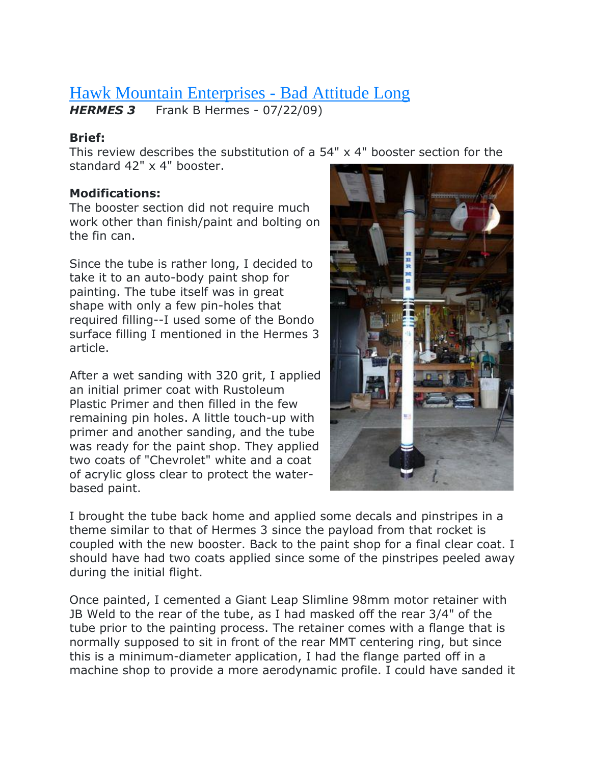# [Hawk Mountain Enterprises - Bad Attitude Long](#)

***HERMES 3*** Frank B Hermes - 07/22/09)

**Brief:**
This review describes the substitution of a 54" x 4" booster section for the standard 42" x 4" booster.

**Modifications:**
The booster section did not require much work other than finish/paint and bolting on the fin can.

Since the tube is rather long, I decided to take it to an auto-body paint shop for painting. The tube itself was in great shape with only a few pin-holes that required filling--I used some of the Bondo surface filling I mentioned in the Hermes 3 article.

After a wet sanding with 320 grit, I applied an initial primer coat with Rustoleum Plastic Primer and then filled in the few remaining pin holes. A little touch-up with primer and another sanding, and the tube was ready for the paint shop. They applied two coats of "Chevrolet" white and a coat of acrylic gloss clear to protect the water-based paint.

I brought the tube back home and applied some decals and pinstripes in a theme similar to that of Hermes 3 since the payload from that rocket is coupled with the new booster. Back to the paint shop for a final clear coat. I should have had two coats applied since some of the pinstripes peeled away during the initial flight.

Once painted, I cemented a Giant Leap Slimline 98mm motor retainer with JB Weld to the rear of the tube, as I had masked off the rear 3/4" of the tube prior to the painting process. The retainer comes with a flange that is normally supposed to sit in front of the rear MMT centering ring, but since this is a minimum-diameter application, I had the flange parted off in a machine shop to provide a more aerodynamic profile. I could have sanded it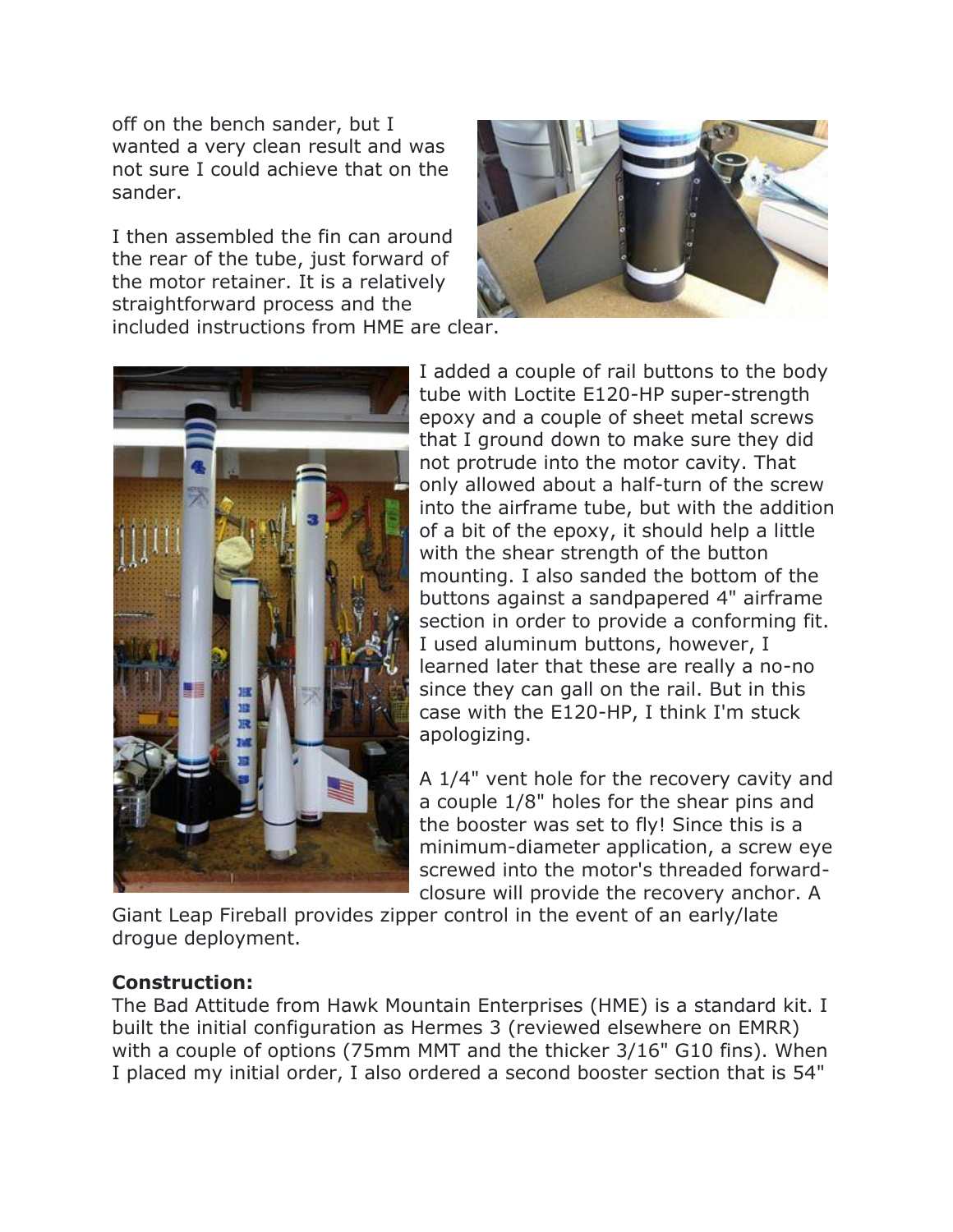off on the bench sander, but I wanted a very clean result and was not sure I could achieve that on the sander.

I then assembled the fin can around the rear of the tube, just forward of the motor retainer. It is a relatively straightforward process and the included instructions from HME are clear.

I added a couple of rail buttons to the body tube with Loctite E120-HP super-strength epoxy and a couple of sheet metal screws that I ground down to make sure they did not protrude into the motor cavity. That only allowed about a half-turn of the screw into the airframe tube, but with the addition of a bit of the epoxy, it should help a little with the shear strength of the button mounting. I also sanded the bottom of the buttons against a sandpapered 4" airframe section in order to provide a conforming fit. I used aluminum buttons, however, I learned later that these are really a no-no since they can gall on the rail. But in this case with the E120-HP, I think I'm stuck apologizing.

A 1/4" vent hole for the recovery cavity and a couple 1/8" holes for the shear pins and the booster was set to fly! Since this is a minimum-diameter application, a screw eye screwed into the motor's threaded forward-closure will provide the recovery anchor. A Giant Leap Fireball provides zipper control in the event of an early/late drogue deployment.

**Construction:**
The Bad Attitude from Hawk Mountain Enterprises (HME) is a standard kit. I built the initial configuration as Hermes 3 (reviewed elsewhere on EMRR) with a couple of options (75mm MMT and the thicker 3/16" G10 fins). When I placed my initial order, I also ordered a second booster section that is 54"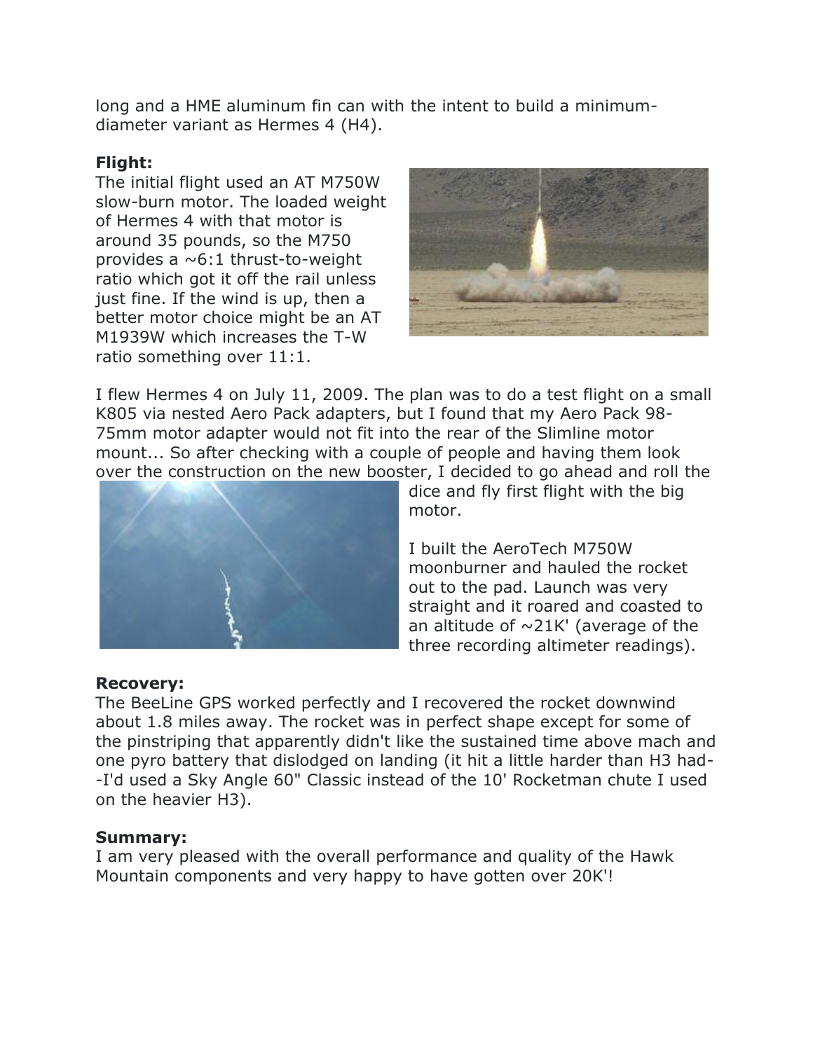long and a HME aluminum fin can with the intent to build a minimum-diameter variant as Hermes 4 (H4).

**Flight:**

The initial flight used an AT M750W slow-burn motor. The loaded weight of Hermes 4 with that motor is around 35 pounds, so the M750 provides a ~6:1 thrust-to-weight ratio which got it off the rail unless just fine. If the wind is up, then a better motor choice might be an AT M1939W which increases the T-W ratio something over 11:1.

I flew Hermes 4 on July 11, 2009. The plan was to do a test flight on a small K805 via nested Aero Pack adapters, but I found that my Aero Pack 98-75mm motor adapter would not fit into the rear of the Slimline motor mount... So after checking with a couple of people and having them look over the construction on the new booster, I decided to go ahead and roll the dice and fly first flight with the big motor.

I built the AeroTech M750W moonburner and hauled the rocket out to the pad. Launch was very straight and it roared and coasted to an altitude of ~21K' (average of the three recording altimeter readings).

**Recovery:**

The BeeLine GPS worked perfectly and I recovered the rocket downwind about 1.8 miles away. The rocket was in perfect shape except for some of the pinstriping that apparently didn't like the sustained time above mach and one pyro battery that dislodged on landing (it hit a little harder than H3 had--I'd used a Sky Angle 60" Classic instead of the 10' Rocketman chute I used on the heavier H3).

**Summary:**

I am very pleased with the overall performance and quality of the Hawk Mountain components and very happy to have gotten over 20K'!